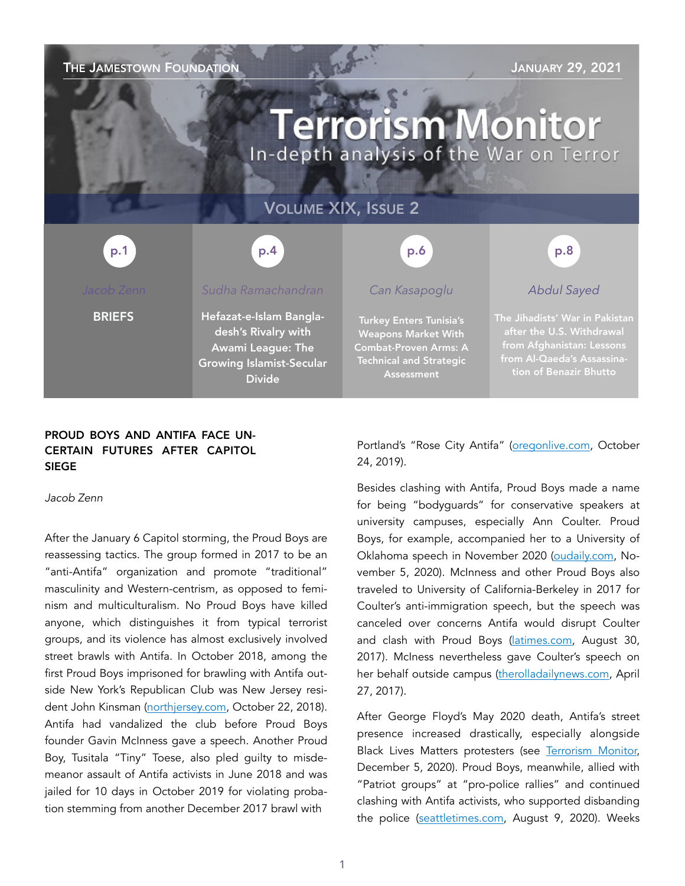THE JAMESTOWN FOUNDATION

JANUARY 29, 2021

# Terrorism Monitor

In-depth analysis of the War on Terror

VOLUME XIX, ISSUE 2

| p.1 | p.4 | p.6 | p.8 |
|---|---|---|---|
| Jacob Zenn | Sudha Ramachandran | Can Kasapoglu | Abdul Sayed |
| BRIEFS | Hefazat-e-Islam Bangladesh's Rivalry with Awami League: The Growing Islamist-Secular Divide | Turkey Enters Tunisia's Weapons Market With Combat-Proven Arms: A Technical and Strategic Assessment | The Jihadists' War in Pakistan after the U.S. Withdrawal from Afghanistan: Lessons from Al-Qaeda's Assassination of Benazir Bhutto |

## PROUD BOYS AND ANTIFA FACE UNCERTAIN FUTURES AFTER CAPITOL SIEGE

*Jacob Zenn*

After the January 6 Capitol storming, the Proud Boys are reassessing tactics. The group formed in 2017 to be an "anti-Antifa" organization and promote "traditional" masculinity and Western-centrism, as opposed to feminism and multiculturalism. No Proud Boys have killed anyone, which distinguishes it from typical terrorist groups, and its violence has almost exclusively involved street brawls with Antifa. In October 2018, among the first Proud Boys imprisoned for brawling with Antifa outside New York's Republican Club was New Jersey resident John Kinsman (northjersey.com, October 22, 2018). Antifa had vandalized the club before Proud Boys founder Gavin McInness gave a speech. Another Proud Boy, Tusitala "Tiny" Toese, also pled guilty to misdemeanor assault of Antifa activists in June 2018 and was jailed for 10 days in October 2019 for violating probation stemming from another December 2017 brawl with Portland's "Rose City Antifa" (oregonlive.com, October 24, 2019).

Besides clashing with Antifa, Proud Boys made a name for being "bodyguards" for conservative speakers at university campuses, especially Ann Coulter. Proud Boys, for example, accompanied her to a University of Oklahoma speech in November 2020 (oudaily.com, November 5, 2020). McInness and other Proud Boys also traveled to University of California-Berkeley in 2017 for Coulter's anti-immigration speech, but the speech was canceled over concerns Antifa would disrupt Coulter and clash with Proud Boys (latimes.com, August 30, 2017). McIness nevertheless gave Coulter's speech on her behalf outside campus (therolladailynews.com, April 27, 2017).

After George Floyd's May 2020 death, Antifa's street presence increased drastically, especially alongside Black Lives Matters protesters (see Terrorism Monitor, December 5, 2020). Proud Boys, meanwhile, allied with "Patriot groups" at "pro-police rallies" and continued clashing with Antifa activists, who supported disbanding the police (seattletimes.com, August 9, 2020). Weeks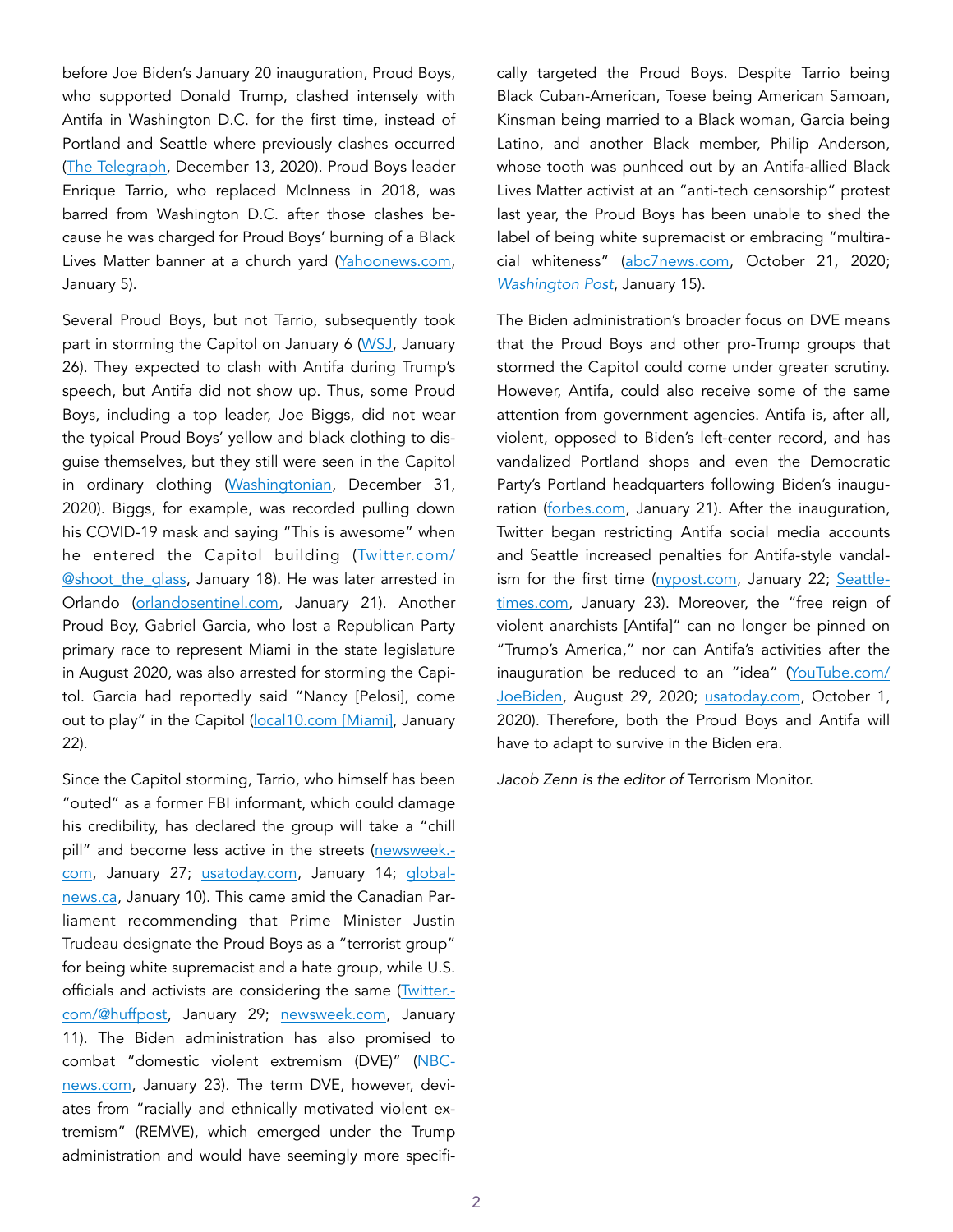before Joe Biden's January 20 inauguration, Proud Boys, who supported Donald Trump, clashed intensely with Antifa in Washington D.C. for the first time, instead of Portland and Seattle where previously clashes occurred (The Telegraph, December 13, 2020). Proud Boys leader Enrique Tarrio, who replaced McInness in 2018, was barred from Washington D.C. after those clashes because he was charged for Proud Boys' burning of a Black Lives Matter banner at a church yard (Yahoonews.com, January 5).

Several Proud Boys, but not Tarrio, subsequently took part in storming the Capitol on January 6 (WSJ, January 26). They expected to clash with Antifa during Trump's speech, but Antifa did not show up. Thus, some Proud Boys, including a top leader, Joe Biggs, did not wear the typical Proud Boys' yellow and black clothing to disguise themselves, but they still were seen in the Capitol in ordinary clothing (Washingtonian, December 31, 2020). Biggs, for example, was recorded pulling down his COVID-19 mask and saying "This is awesome" when he entered the Capitol building (Twitter.com/@shoot_the_glass, January 18). He was later arrested in Orlando (orlandosentinel.com, January 21). Another Proud Boy, Gabriel Garcia, who lost a Republican Party primary race to represent Miami in the state legislature in August 2020, was also arrested for storming the Capitol. Garcia had reportedly said "Nancy [Pelosi], come out to play" in the Capitol (local10.com [Miami], January 22).

Since the Capitol storming, Tarrio, who himself has been "outed" as a former FBI informant, which could damage his credibility, has declared the group will take a "chill pill" and become less active in the streets (newsweek.com, January 27; usatoday.com, January 14; globalnews.ca, January 10). This came amid the Canadian Parliament recommending that Prime Minister Justin Trudeau designate the Proud Boys as a "terrorist group" for being white supremacist and a hate group, while U.S. officials and activists are considering the same (Twitter.com/@huffpost, January 29; newsweek.com, January 11). The Biden administration has also promised to combat "domestic violent extremism (DVE)" (NBCnews.com, January 23). The term DVE, however, deviates from "racially and ethnically motivated violent extremism" (REMVE), which emerged under the Trump administration and would have seemingly more specifically targeted the Proud Boys. Despite Tarrio being Black Cuban-American, Toese being American Samoan, Kinsman being married to a Black woman, Garcia being Latino, and another Black member, Philip Anderson, whose tooth was punhced out by an Antifa-allied Black Lives Matter activist at an "anti-tech censorship" protest last year, the Proud Boys has been unable to shed the label of being white supremacist or embracing "multiracial whiteness" (abc7news.com, October 21, 2020; *Washington Post*, January 15).

The Biden administration's broader focus on DVE means that the Proud Boys and other pro-Trump groups that stormed the Capitol could come under greater scrutiny. However, Antifa, could also receive some of the same attention from government agencies. Antifa is, after all, violent, opposed to Biden's left-center record, and has vandalized Portland shops and even the Democratic Party's Portland headquarters following Biden's inauguration (forbes.com, January 21). After the inauguration, Twitter began restricting Antifa social media accounts and Seattle increased penalties for Antifa-style vandalism for the first time (nypost.com, January 22; Seattletimes.com, January 23). Moreover, the "free reign of violent anarchists [Antifa]" can no longer be pinned on "Trump's America," nor can Antifa's activities after the inauguration be reduced to an "idea" (YouTube.com/JoeBiden, August 29, 2020; usatoday.com, October 1, 2020). Therefore, both the Proud Boys and Antifa will have to adapt to survive in the Biden era.

*Jacob Zenn is the editor of* Terrorism Monitor.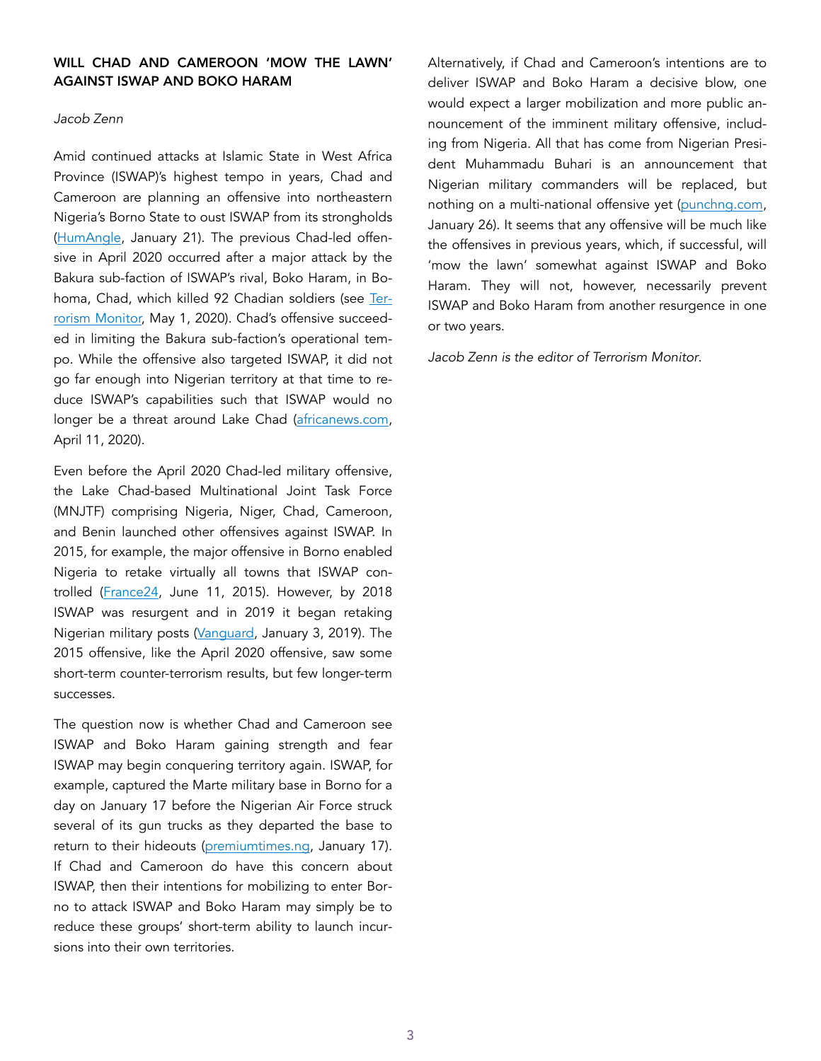## WILL CHAD AND CAMEROON 'MOW THE LAWN' AGAINST ISWAP AND BOKO HARAM

*Jacob Zenn*

Amid continued attacks at Islamic State in West Africa Province (ISWAP)'s highest tempo in years, Chad and Cameroon are planning an offensive into northeastern Nigeria's Borno State to oust ISWAP from its strongholds (HumAngle, January 21). The previous Chad-led offensive in April 2020 occurred after a major attack by the Bakura sub-faction of ISWAP's rival, Boko Haram, in Bohoma, Chad, which killed 92 Chadian soldiers (see Terrorism Monitor, May 1, 2020). Chad's offensive succeeded in limiting the Bakura sub-faction's operational tempo. While the offensive also targeted ISWAP, it did not go far enough into Nigerian territory at that time to reduce ISWAP's capabilities such that ISWAP would no longer be a threat around Lake Chad (africanews.com, April 11, 2020).

Even before the April 2020 Chad-led military offensive, the Lake Chad-based Multinational Joint Task Force (MNJTF) comprising Nigeria, Niger, Chad, Cameroon, and Benin launched other offensives against ISWAP. In 2015, for example, the major offensive in Borno enabled Nigeria to retake virtually all towns that ISWAP controlled (France24, June 11, 2015). However, by 2018 ISWAP was resurgent and in 2019 it began retaking Nigerian military posts (Vanguard, January 3, 2019). The 2015 offensive, like the April 2020 offensive, saw some short-term counter-terrorism results, but few longer-term successes.

The question now is whether Chad and Cameroon see ISWAP and Boko Haram gaining strength and fear ISWAP may begin conquering territory again. ISWAP, for example, captured the Marte military base in Borno for a day on January 17 before the Nigerian Air Force struck several of its gun trucks as they departed the base to return to their hideouts (premiumtimes.ng, January 17). If Chad and Cameroon do have this concern about ISWAP, then their intentions for mobilizing to enter Borno to attack ISWAP and Boko Haram may simply be to reduce these groups' short-term ability to launch incursions into their own territories.

Alternatively, if Chad and Cameroon's intentions are to deliver ISWAP and Boko Haram a decisive blow, one would expect a larger mobilization and more public announcement of the imminent military offensive, including from Nigeria. All that has come from Nigerian President Muhammadu Buhari is an announcement that Nigerian military commanders will be replaced, but nothing on a multi-national offensive yet (punchng.com, January 26). It seems that any offensive will be much like the offensives in previous years, which, if successful, will 'mow the lawn' somewhat against ISWAP and Boko Haram. They will not, however, necessarily prevent ISWAP and Boko Haram from another resurgence in one or two years.

*Jacob Zenn is the editor of Terrorism Monitor.*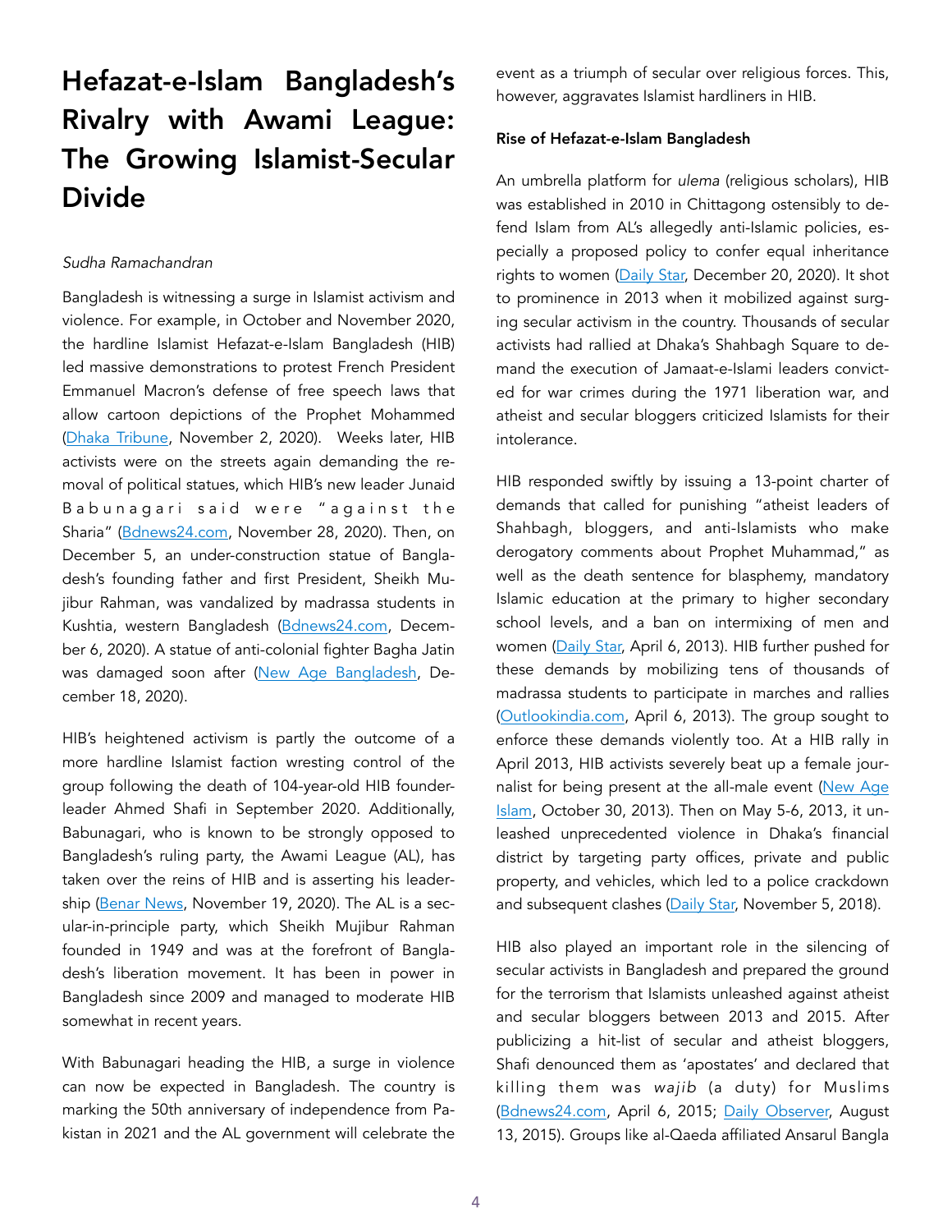# Hefazat-e-Islam Bangladesh's Rivalry with Awami League: The Growing Islamist-Secular Divide

*Sudha Ramachandran*

Bangladesh is witnessing a surge in Islamist activism and violence. For example, in October and November 2020, the hardline Islamist Hefazat-e-Islam Bangladesh (HIB) led massive demonstrations to protest French President Emmanuel Macron's defense of free speech laws that allow cartoon depictions of the Prophet Mohammed (Dhaka Tribune, November 2, 2020). Weeks later, HIB activists were on the streets again demanding the removal of political statues, which HIB's new leader Junaid Babunagari said were "against the Sharia" (Bdnews24.com, November 28, 2020). Then, on December 5, an under-construction statue of Bangladesh's founding father and first President, Sheikh Mujibur Rahman, was vandalized by madrassa students in Kushtia, western Bangladesh (Bdnews24.com, December 6, 2020). A statue of anti-colonial fighter Bagha Jatin was damaged soon after (New Age Bangladesh, December 18, 2020).

HIB's heightened activism is partly the outcome of a more hardline Islamist faction wresting control of the group following the death of 104-year-old HIB founder-leader Ahmed Shafi in September 2020. Additionally, Babunagari, who is known to be strongly opposed to Bangladesh's ruling party, the Awami League (AL), has taken over the reins of HIB and is asserting his leadership (Benar News, November 19, 2020). The AL is a secular-in-principle party, which Sheikh Mujibur Rahman founded in 1949 and was at the forefront of Bangladesh's liberation movement. It has been in power in Bangladesh since 2009 and managed to moderate HIB somewhat in recent years.

With Babunagari heading the HIB, a surge in violence can now be expected in Bangladesh. The country is marking the 50th anniversary of independence from Pakistan in 2021 and the AL government will celebrate the event as a triumph of secular over religious forces. This, however, aggravates Islamist hardliners in HIB.

**Rise of Hefazat-e-Islam Bangladesh**

An umbrella platform for *ulema* (religious scholars), HIB was established in 2010 in Chittagong ostensibly to defend Islam from AL's allegedly anti-Islamic policies, especially a proposed policy to confer equal inheritance rights to women (Daily Star, December 20, 2020). It shot to prominence in 2013 when it mobilized against surging secular activism in the country. Thousands of secular activists had rallied at Dhaka's Shahbagh Square to demand the execution of Jamaat-e-Islami leaders convicted for war crimes during the 1971 liberation war, and atheist and secular bloggers criticized Islamists for their intolerance.

HIB responded swiftly by issuing a 13-point charter of demands that called for punishing "atheist leaders of Shahbagh, bloggers, and anti-Islamists who make derogatory comments about Prophet Muhammad," as well as the death sentence for blasphemy, mandatory Islamic education at the primary to higher secondary school levels, and a ban on intermixing of men and women (Daily Star, April 6, 2013). HIB further pushed for these demands by mobilizing tens of thousands of madrassa students to participate in marches and rallies (Outlookindia.com, April 6, 2013). The group sought to enforce these demands violently too. At a HIB rally in April 2013, HIB activists severely beat up a female journalist for being present at the all-male event (New Age Islam, October 30, 2013). Then on May 5-6, 2013, it unleashed unprecedented violence in Dhaka's financial district by targeting party offices, private and public property, and vehicles, which led to a police crackdown and subsequent clashes (Daily Star, November 5, 2018).

HIB also played an important role in the silencing of secular activists in Bangladesh and prepared the ground for the terrorism that Islamists unleashed against atheist and secular bloggers between 2013 and 2015. After publicizing a hit-list of secular and atheist bloggers, Shafi denounced them as 'apostates' and declared that killing them was *wajib* (a duty) for Muslims (Bdnews24.com, April 6, 2015; Daily Observer, August 13, 2015). Groups like al-Qaeda affiliated Ansarul Bangla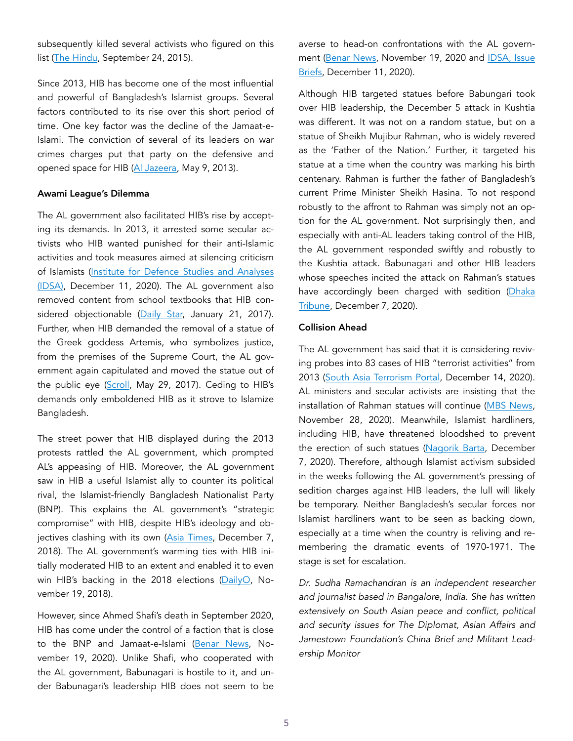subsequently killed several activists who figured on this list (The Hindu, September 24, 2015).

Since 2013, HIB has become one of the most influential and powerful of Bangladesh's Islamist groups. Several factors contributed to its rise over this short period of time. One key factor was the decline of the Jamaat-e-Islami. The conviction of several of its leaders on war crimes charges put that party on the defensive and opened space for HIB (Al Jazeera, May 9, 2013).

**Awami League's Dilemma**

The AL government also facilitated HIB's rise by accepting its demands. In 2013, it arrested some secular activists who HIB wanted punished for their anti-Islamic activities and took measures aimed at silencing criticism of Islamists (Institute for Defence Studies and Analyses (IDSA), December 11, 2020). The AL government also removed content from school textbooks that HIB considered objectionable (Daily Star, January 21, 2017). Further, when HIB demanded the removal of a statue of the Greek goddess Artemis, who symbolizes justice, from the premises of the Supreme Court, the AL government again capitulated and moved the statue out of the public eye (Scroll, May 29, 2017). Ceding to HIB's demands only emboldened HIB as it strove to Islamize Bangladesh.

The street power that HIB displayed during the 2013 protests rattled the AL government, which prompted AL's appeasing of HIB. Moreover, the AL government saw in HIB a useful Islamist ally to counter its political rival, the Islamist-friendly Bangladesh Nationalist Party (BNP). This explains the AL government's "strategic compromise" with HIB, despite HIB's ideology and objectives clashing with its own (Asia Times, December 7, 2018). The AL government's warming ties with HIB initially moderated HIB to an extent and enabled it to even win HIB's backing in the 2018 elections (DailyO, November 19, 2018).

However, since Ahmed Shafi's death in September 2020, HIB has come under the control of a faction that is close to the BNP and Jamaat-e-Islami (Benar News, November 19, 2020). Unlike Shafi, who cooperated with the AL government, Babunagari is hostile to it, and under Babunagari's leadership HIB does not seem to be averse to head-on confrontations with the AL government (Benar News, November 19, 2020 and IDSA, Issue Briefs, December 11, 2020).

Although HIB targeted statues before Babungari took over HIB leadership, the December 5 attack in Kushtia was different. It was not on a random statue, but on a statue of Sheikh Mujibur Rahman, who is widely revered as the 'Father of the Nation.' Further, it targeted his statue at a time when the country was marking his birth centenary. Rahman is further the father of Bangladesh's current Prime Minister Sheikh Hasina. To not respond robustly to the affront to Rahman was simply not an option for the AL government. Not surprisingly then, and especially with anti-AL leaders taking control of the HIB, the AL government responded swiftly and robustly to the Kushtia attack. Babunagari and other HIB leaders whose speeches incited the attack on Rahman's statues have accordingly been charged with sedition (Dhaka Tribune, December 7, 2020).

**Collision Ahead**

The AL government has said that it is considering reviving probes into 83 cases of HIB "terrorist activities" from 2013 (South Asia Terrorism Portal, December 14, 2020). AL ministers and secular activists are insisting that the installation of Rahman statues will continue (MBS News, November 28, 2020). Meanwhile, Islamist hardliners, including HIB, have threatened bloodshed to prevent the erection of such statues (Nagorik Barta, December 7, 2020). Therefore, although Islamist activism subsided in the weeks following the AL government's pressing of sedition charges against HIB leaders, the lull will likely be temporary. Neither Bangladesh's secular forces nor Islamist hardliners want to be seen as backing down, especially at a time when the country is reliving and remembering the dramatic events of 1970-1971. The stage is set for escalation.

*Dr. Sudha Ramachandran is an independent researcher and journalist based in Bangalore, India. She has written extensively on South Asian peace and conflict, political and security issues for The Diplomat, Asian Affairs and Jamestown Foundation's China Brief and Militant Leadership Monitor*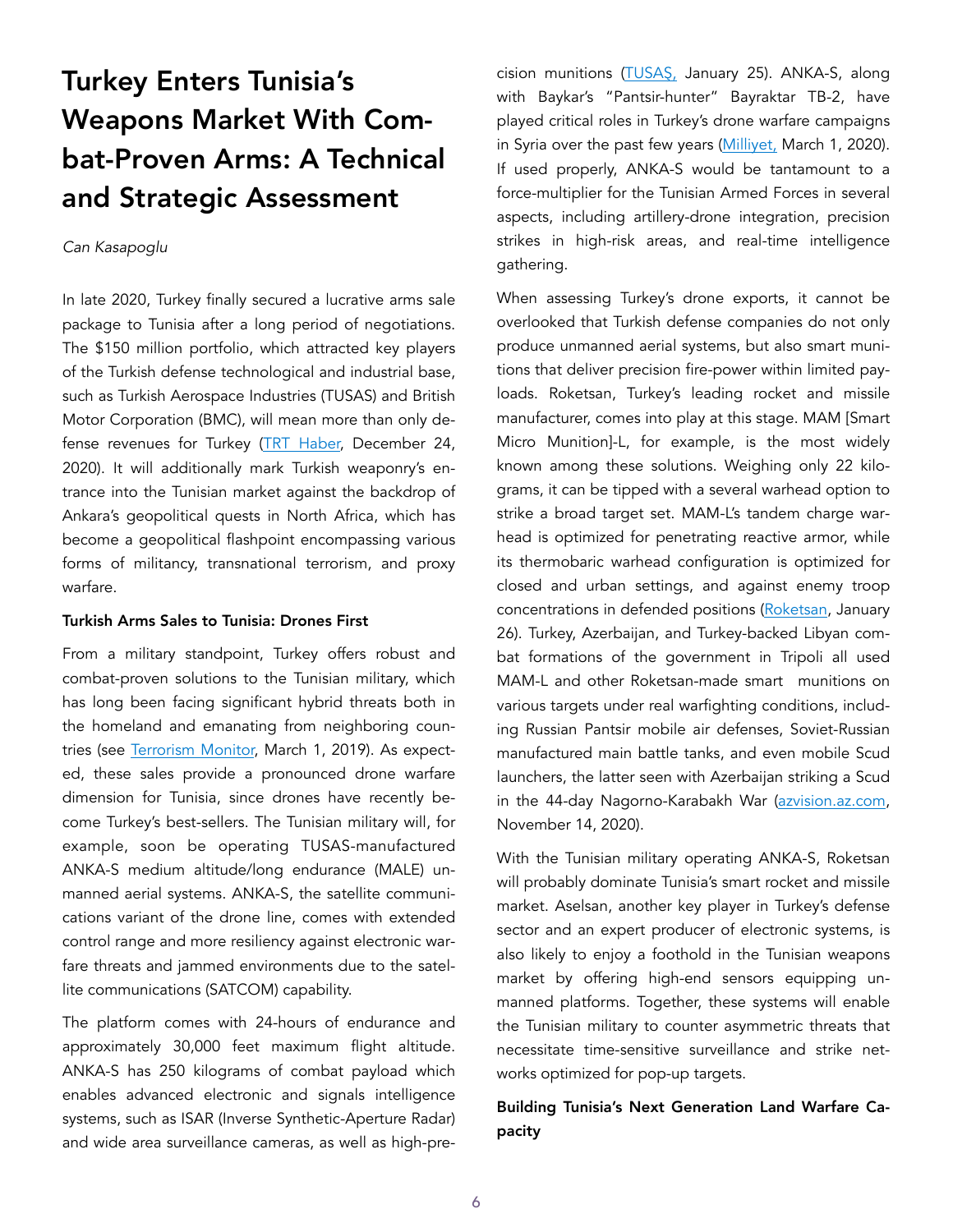# Turkey Enters Tunisia's Weapons Market With Combat-Proven Arms: A Technical and Strategic Assessment

*Can Kasapoglu*

In late 2020, Turkey finally secured a lucrative arms sale package to Tunisia after a long period of negotiations. The $150 million portfolio, which attracted key players of the Turkish defense technological and industrial base, such as Turkish Aerospace Industries (TUSAS) and British Motor Corporation (BMC), will mean more than only defense revenues for Turkey (TRT Haber, December 24, 2020). It will additionally mark Turkish weaponry's entrance into the Tunisian market against the backdrop of Ankara's geopolitical quests in North Africa, which has become a geopolitical flashpoint encompassing various forms of militancy, transnational terrorism, and proxy warfare.

**Turkish Arms Sales to Tunisia: Drones First**

From a military standpoint, Turkey offers robust and combat-proven solutions to the Tunisian military, which has long been facing significant hybrid threats both in the homeland and emanating from neighboring countries (see Terrorism Monitor, March 1, 2019). As expected, these sales provide a pronounced drone warfare dimension for Tunisia, since drones have recently become Turkey's best-sellers. The Tunisian military will, for example, soon be operating TUSAS-manufactured ANKA-S medium altitude/long endurance (MALE) unmanned aerial systems. ANKA-S, the satellite communications variant of the drone line, comes with extended control range and more resiliency against electronic warfare threats and jammed environments due to the satellite communications (SATCOM) capability.

The platform comes with 24-hours of endurance and approximately 30,000 feet maximum flight altitude. ANKA-S has 250 kilograms of combat payload which enables advanced electronic and signals intelligence systems, such as ISAR (Inverse Synthetic-Aperture Radar) and wide area surveillance cameras, as well as high-precision munitions (TUSAŞ, January 25). ANKA-S, along with Baykar's "Pantsir-hunter" Bayraktar TB-2, have played critical roles in Turkey's drone warfare campaigns in Syria over the past few years (Milliyet, March 1, 2020). If used properly, ANKA-S would be tantamount to a force-multiplier for the Tunisian Armed Forces in several aspects, including artillery-drone integration, precision strikes in high-risk areas, and real-time intelligence gathering.

When assessing Turkey's drone exports, it cannot be overlooked that Turkish defense companies do not only produce unmanned aerial systems, but also smart munitions that deliver precision fire-power within limited payloads. Roketsan, Turkey's leading rocket and missile manufacturer, comes into play at this stage. MAM [Smart Micro Munition]-L, for example, is the most widely known among these solutions. Weighing only 22 kilograms, it can be tipped with a several warhead option to strike a broad target set. MAM-L's tandem charge warhead is optimized for penetrating reactive armor, while its thermobaric warhead configuration is optimized for closed and urban settings, and against enemy troop concentrations in defended positions (Roketsan, January 26). Turkey, Azerbaijan, and Turkey-backed Libyan combat formations of the government in Tripoli all used MAM-L and other Roketsan-made smart munitions on various targets under real warfighting conditions, including Russian Pantsir mobile air defenses, Soviet-Russian manufactured main battle tanks, and even mobile Scud launchers, the latter seen with Azerbaijan striking a Scud in the 44-day Nagorno-Karabakh War (azvision.az.com, November 14, 2020).

With the Tunisian military operating ANKA-S, Roketsan will probably dominate Tunisia's smart rocket and missile market. Aselsan, another key player in Turkey's defense sector and an expert producer of electronic systems, is also likely to enjoy a foothold in the Tunisian weapons market by offering high-end sensors equipping unmanned platforms. Together, these systems will enable the Tunisian military to counter asymmetric threats that necessitate time-sensitive surveillance and strike networks optimized for pop-up targets.

**Building Tunisia's Next Generation Land Warfare Capacity**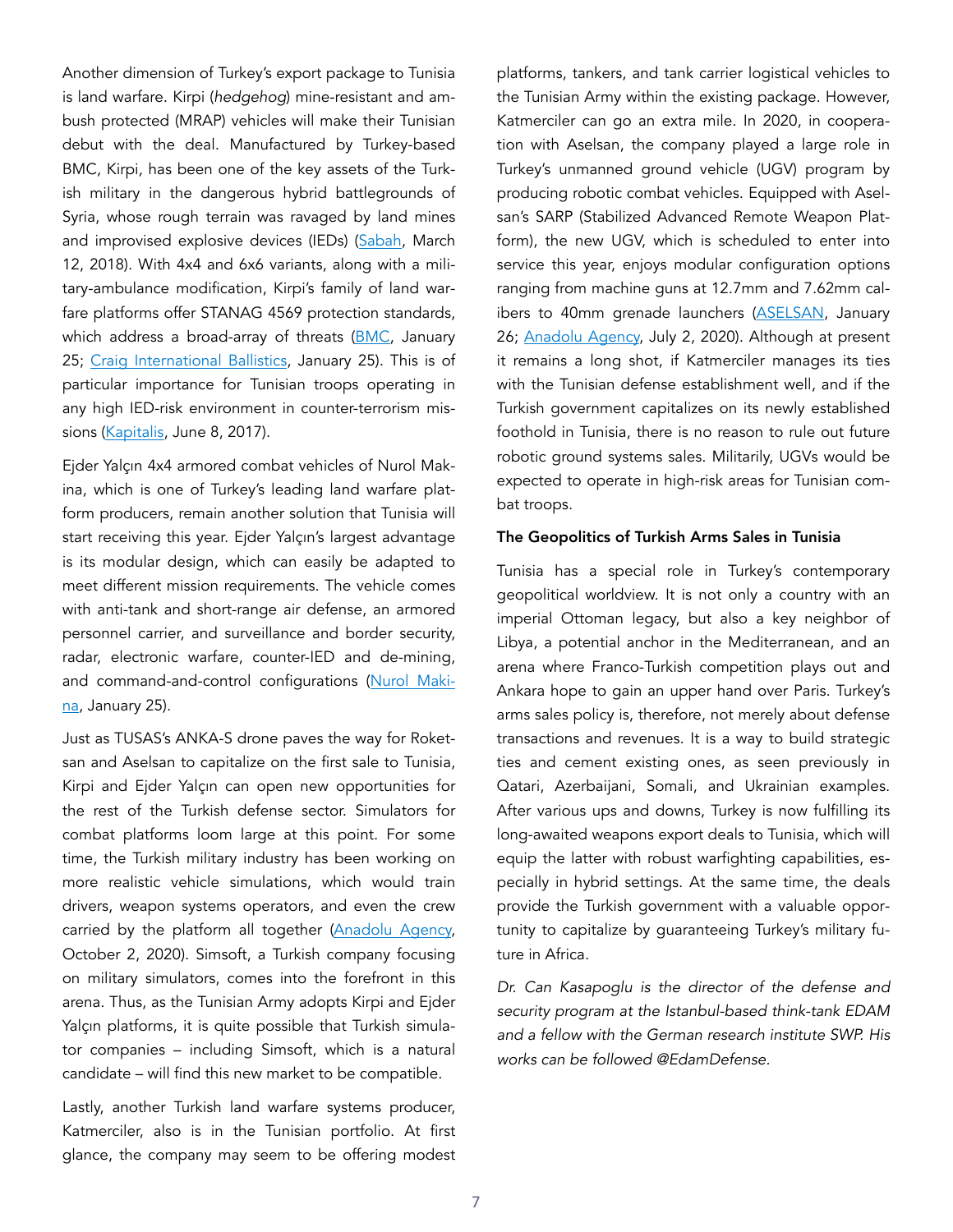Another dimension of Turkey's export package to Tunisia is land warfare. Kirpi (*hedgehog*) mine-resistant and ambush protected (MRAP) vehicles will make their Tunisian debut with the deal. Manufactured by Turkey-based BMC, Kirpi, has been one of the key assets of the Turkish military in the dangerous hybrid battlegrounds of Syria, whose rough terrain was ravaged by land mines and improvised explosive devices (IEDs) (Sabah, March 12, 2018). With 4x4 and 6x6 variants, along with a military-ambulance modification, Kirpi's family of land warfare platforms offer STANAG 4569 protection standards, which address a broad-array of threats (BMC, January 25; Craig International Ballistics, January 25). This is of particular importance for Tunisian troops operating in any high IED-risk environment in counter-terrorism missions (Kapitalis, June 8, 2017).

Ejder Yalçın 4x4 armored combat vehicles of Nurol Makina, which is one of Turkey's leading land warfare platform producers, remain another solution that Tunisia will start receiving this year. Ejder Yalçın's largest advantage is its modular design, which can easily be adapted to meet different mission requirements. The vehicle comes with anti-tank and short-range air defense, an armored personnel carrier, and surveillance and border security, radar, electronic warfare, counter-IED and de-mining, and command-and-control configurations (Nurol Makina, January 25).

Just as TUSAS's ANKA-S drone paves the way for Roketsan and Aselsan to capitalize on the first sale to Tunisia, Kirpi and Ejder Yalçın can open new opportunities for the rest of the Turkish defense sector. Simulators for combat platforms loom large at this point. For some time, the Turkish military industry has been working on more realistic vehicle simulations, which would train drivers, weapon systems operators, and even the crew carried by the platform all together (Anadolu Agency, October 2, 2020). Simsoft, a Turkish company focusing on military simulators, comes into the forefront in this arena. Thus, as the Tunisian Army adopts Kirpi and Ejder Yalçın platforms, it is quite possible that Turkish simulator companies – including Simsoft, which is a natural candidate – will find this new market to be compatible.

Lastly, another Turkish land warfare systems producer, Katmerciler, also is in the Tunisian portfolio. At first glance, the company may seem to be offering modest platforms, tankers, and tank carrier logistical vehicles to the Tunisian Army within the existing package. However, Katmerciler can go an extra mile. In 2020, in cooperation with Aselsan, the company played a large role in Turkey's unmanned ground vehicle (UGV) program by producing robotic combat vehicles. Equipped with Aselsan's SARP (Stabilized Advanced Remote Weapon Platform), the new UGV, which is scheduled to enter into service this year, enjoys modular configuration options ranging from machine guns at 12.7mm and 7.62mm calibers to 40mm grenade launchers (ASELSAN, January 26; Anadolu Agency, July 2, 2020). Although at present it remains a long shot, if Katmerciler manages its ties with the Tunisian defense establishment well, and if the Turkish government capitalizes on its newly established foothold in Tunisia, there is no reason to rule out future robotic ground systems sales. Militarily, UGVs would be expected to operate in high-risk areas for Tunisian combat troops.

**The Geopolitics of Turkish Arms Sales in Tunisia**

Tunisia has a special role in Turkey's contemporary geopolitical worldview. It is not only a country with an imperial Ottoman legacy, but also a key neighbor of Libya, a potential anchor in the Mediterranean, and an arena where Franco-Turkish competition plays out and Ankara hope to gain an upper hand over Paris. Turkey's arms sales policy is, therefore, not merely about defense transactions and revenues. It is a way to build strategic ties and cement existing ones, as seen previously in Qatari, Azerbaijani, Somali, and Ukrainian examples. After various ups and downs, Turkey is now fulfilling its long-awaited weapons export deals to Tunisia, which will equip the latter with robust warfighting capabilities, especially in hybrid settings. At the same time, the deals provide the Turkish government with a valuable opportunity to capitalize by guaranteeing Turkey's military future in Africa.

*Dr. Can Kasapoglu is the director of the defense and security program at the Istanbul-based think-tank EDAM and a fellow with the German research institute SWP. His works can be followed @EdamDefense.*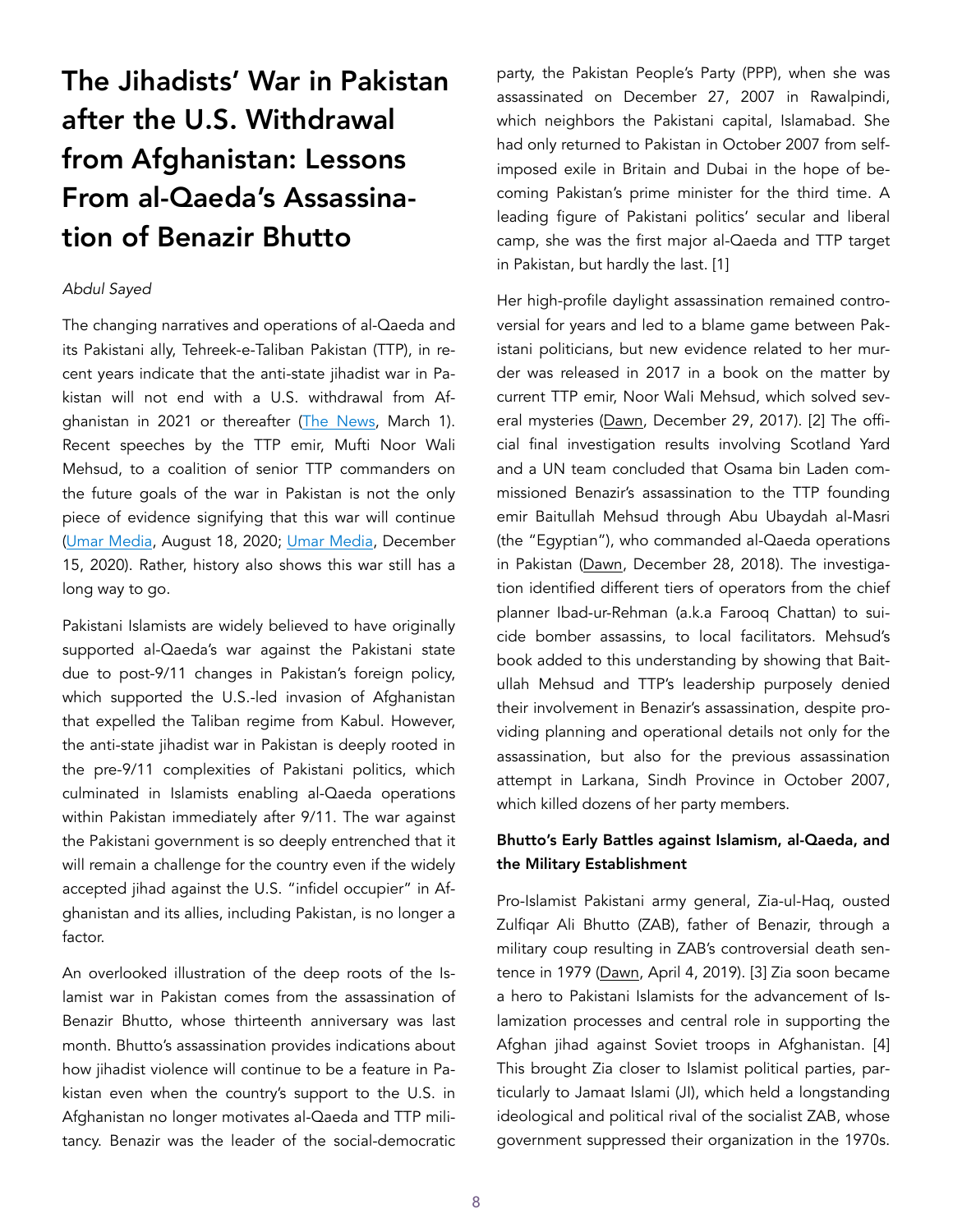# The Jihadists' War in Pakistan after the U.S. Withdrawal from Afghanistan: Lessons From al-Qaeda's Assassination of Benazir Bhutto

*Abdul Sayed*

The changing narratives and operations of al-Qaeda and its Pakistani ally, Tehreek-e-Taliban Pakistan (TTP), in recent years indicate that the anti-state jihadist war in Pakistan will not end with a U.S. withdrawal from Afghanistan in 2021 or thereafter (The News, March 1). Recent speeches by the TTP emir, Mufti Noor Wali Mehsud, to a coalition of senior TTP commanders on the future goals of the war in Pakistan is not the only piece of evidence signifying that this war will continue (Umar Media, August 18, 2020; Umar Media, December 15, 2020). Rather, history also shows this war still has a long way to go.

Pakistani Islamists are widely believed to have originally supported al-Qaeda's war against the Pakistani state due to post-9/11 changes in Pakistan's foreign policy, which supported the U.S.-led invasion of Afghanistan that expelled the Taliban regime from Kabul. However, the anti-state jihadist war in Pakistan is deeply rooted in the pre-9/11 complexities of Pakistani politics, which culminated in Islamists enabling al-Qaeda operations within Pakistan immediately after 9/11. The war against the Pakistani government is so deeply entrenched that it will remain a challenge for the country even if the widely accepted jihad against the U.S. "infidel occupier" in Afghanistan and its allies, including Pakistan, is no longer a factor.

An overlooked illustration of the deep roots of the Islamist war in Pakistan comes from the assassination of Benazir Bhutto, whose thirteenth anniversary was last month. Bhutto's assassination provides indications about how jihadist violence will continue to be a feature in Pakistan even when the country's support to the U.S. in Afghanistan no longer motivates al-Qaeda and TTP militancy. Benazir was the leader of the social-democratic party, the Pakistan People's Party (PPP), when she was assassinated on December 27, 2007 in Rawalpindi, which neighbors the Pakistani capital, Islamabad. She had only returned to Pakistan in October 2007 from self-imposed exile in Britain and Dubai in the hope of becoming Pakistan's prime minister for the third time. A leading figure of Pakistani politics' secular and liberal camp, she was the first major al-Qaeda and TTP target in Pakistan, but hardly the last. [1]

Her high-profile daylight assassination remained controversial for years and led to a blame game between Pakistani politicians, but new evidence related to her murder was released in 2017 in a book on the matter by current TTP emir, Noor Wali Mehsud, which solved several mysteries (Dawn, December 29, 2017). [2] The official final investigation results involving Scotland Yard and a UN team concluded that Osama bin Laden commissioned Benazir's assassination to the TTP founding emir Baitullah Mehsud through Abu Ubaydah al-Masri (the "Egyptian"), who commanded al-Qaeda operations in Pakistan (Dawn, December 28, 2018). The investigation identified different tiers of operators from the chief planner Ibad-ur-Rehman (a.k.a Farooq Chattan) to suicide bomber assassins, to local facilitators. Mehsud's book added to this understanding by showing that Baitullah Mehsud and TTP's leadership purposely denied their involvement in Benazir's assassination, despite providing planning and operational details not only for the assassination, but also for the previous assassination attempt in Larkana, Sindh Province in October 2007, which killed dozens of her party members.

### Bhutto's Early Battles against Islamism, al-Qaeda, and the Military Establishment

Pro-Islamist Pakistani army general, Zia-ul-Haq, ousted Zulfiqar Ali Bhutto (ZAB), father of Benazir, through a military coup resulting in ZAB's controversial death sentence in 1979 (Dawn, April 4, 2019). [3] Zia soon became a hero to Pakistani Islamists for the advancement of Islamization processes and central role in supporting the Afghan jihad against Soviet troops in Afghanistan. [4] This brought Zia closer to Islamist political parties, particularly to Jamaat Islami (JI), which held a longstanding ideological and political rival of the socialist ZAB, whose government suppressed their organization in the 1970s.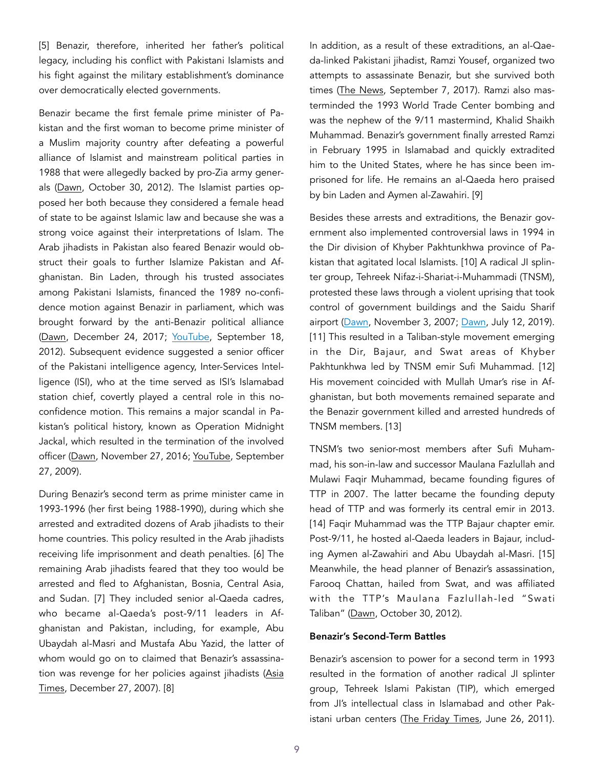[5] Benazir, therefore, inherited her father's political legacy, including his conflict with Pakistani Islamists and his fight against the military establishment's dominance over democratically elected governments.

Benazir became the first female prime minister of Pakistan and the first woman to become prime minister of a Muslim majority country after defeating a powerful alliance of Islamist and mainstream political parties in 1988 that were allegedly backed by pro-Zia army generals (Dawn, October 30, 2012). The Islamist parties opposed her both because they considered a female head of state to be against Islamic law and because she was a strong voice against their interpretations of Islam. The Arab jihadists in Pakistan also feared Benazir would obstruct their goals to further Islamize Pakistan and Afghanistan. Bin Laden, through his trusted associates among Pakistani Islamists, financed the 1989 no-confidence motion against Benazir in parliament, which was brought forward by the anti-Benazir political alliance (Dawn, December 24, 2017; YouTube, September 18, 2012). Subsequent evidence suggested a senior officer of the Pakistani intelligence agency, Inter-Services Intelligence (ISI), who at the time served as ISI's Islamabad station chief, covertly played a central role in this no-confidence motion. This remains a major scandal in Pakistan's political history, known as Operation Midnight Jackal, which resulted in the termination of the involved officer (Dawn, November 27, 2016; YouTube, September 27, 2009).

During Benazir's second term as prime minister came in 1993-1996 (her first being 1988-1990), during which she arrested and extradited dozens of Arab jihadists to their home countries. This policy resulted in the Arab jihadists receiving life imprisonment and death penalties. [6] The remaining Arab jihadists feared that they too would be arrested and fled to Afghanistan, Bosnia, Central Asia, and Sudan. [7] They included senior al-Qaeda cadres, who became al-Qaeda's post-9/11 leaders in Afghanistan and Pakistan, including, for example, Abu Ubaydah al-Masri and Mustafa Abu Yazid, the latter of whom would go on to claimed that Benazir's assassination was revenge for her policies against jihadists (Asia Times, December 27, 2007). [8]

In addition, as a result of these extraditions, an al-Qaeda-linked Pakistani jihadist, Ramzi Yousef, organized two attempts to assassinate Benazir, but she survived both times (The News, September 7, 2017). Ramzi also masterminded the 1993 World Trade Center bombing and was the nephew of the 9/11 mastermind, Khalid Shaikh Muhammad. Benazir's government finally arrested Ramzi in February 1995 in Islamabad and quickly extradited him to the United States, where he has since been imprisoned for life. He remains an al-Qaeda hero praised by bin Laden and Aymen al-Zawahiri. [9]

Besides these arrests and extraditions, the Benazir government also implemented controversial laws in 1994 in the Dir division of Khyber Pakhtunkhwa province of Pakistan that agitated local Islamists. [10] A radical JI splinter group, Tehreek Nifaz-i-Shariat-i-Muhammadi (TNSM), protested these laws through a violent uprising that took control of government buildings and the Saidu Sharif airport (Dawn, November 3, 2007; Dawn, July 12, 2019). [11] This resulted in a Taliban-style movement emerging in the Dir, Bajaur, and Swat areas of Khyber Pakhtunkhwa led by TNSM emir Sufi Muhammad. [12] His movement coincided with Mullah Umar's rise in Afghanistan, but both movements remained separate and the Benazir government killed and arrested hundreds of TNSM members. [13]

TNSM's two senior-most members after Sufi Muhammad, his son-in-law and successor Maulana Fazlullah and Mulawi Faqir Muhammad, became founding figures of TTP in 2007. The latter became the founding deputy head of TTP and was formerly its central emir in 2013. [14] Faqir Muhammad was the TTP Bajaur chapter emir. Post-9/11, he hosted al-Qaeda leaders in Bajaur, including Aymen al-Zawahiri and Abu Ubaydah al-Masri. [15] Meanwhile, the head planner of Benazir's assassination, Farooq Chattan, hailed from Swat, and was affiliated with the TTP's Maulana Fazlullah-led "Swati Taliban" (Dawn, October 30, 2012).

### Benazir's Second-Term Battles

Benazir's ascension to power for a second term in 1993 resulted in the formation of another radical JI splinter group, Tehreek Islami Pakistan (TIP), which emerged from JI's intellectual class in Islamabad and other Pakistani urban centers (The Friday Times, June 26, 2011).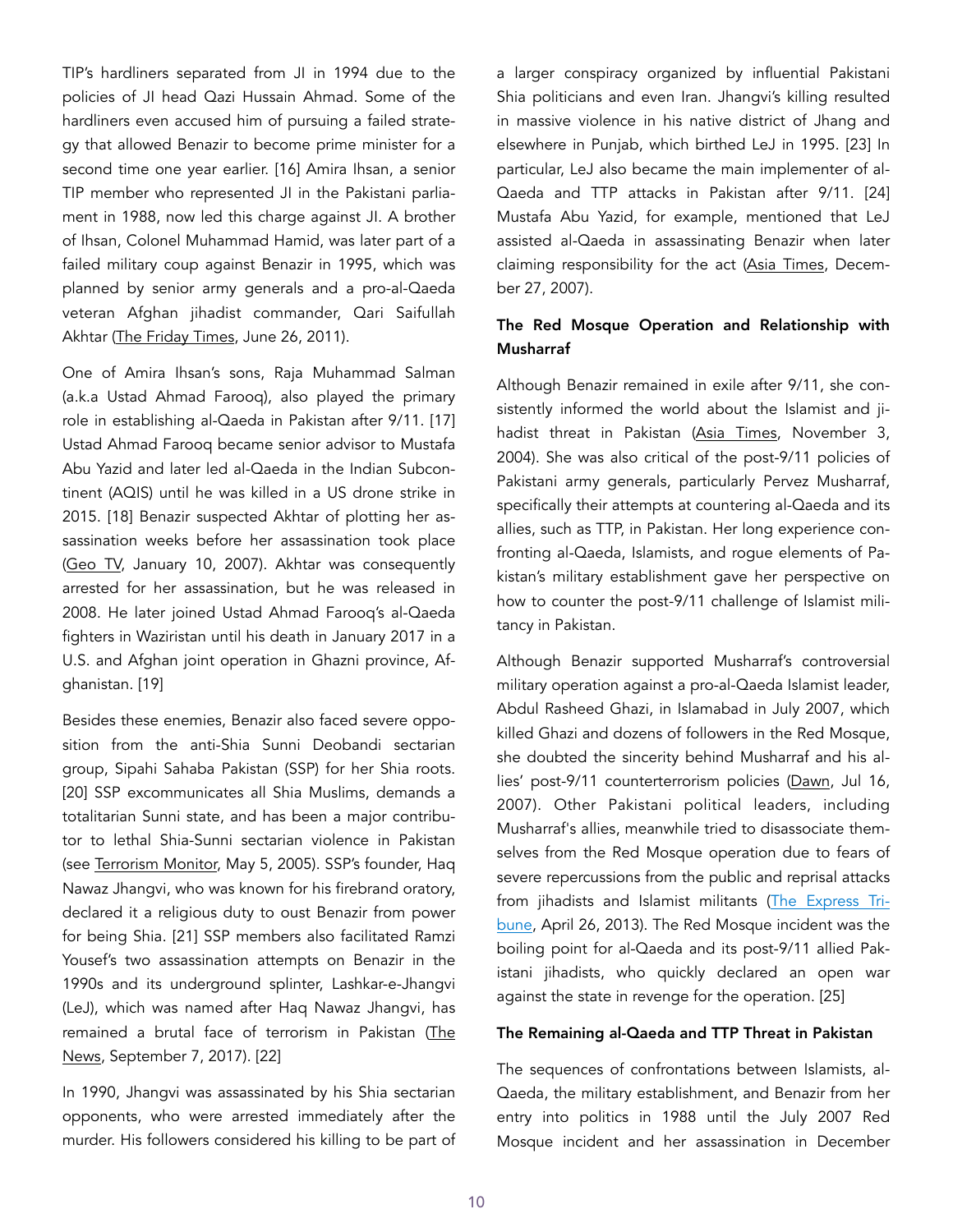TIP's hardliners separated from JI in 1994 due to the policies of JI head Qazi Hussain Ahmad. Some of the hardliners even accused him of pursuing a failed strategy that allowed Benazir to become prime minister for a second time one year earlier. [16] Amira Ihsan, a senior TIP member who represented JI in the Pakistani parliament in 1988, now led this charge against JI. A brother of Ihsan, Colonel Muhammad Hamid, was later part of a failed military coup against Benazir in 1995, which was planned by senior army generals and a pro-al-Qaeda veteran Afghan jihadist commander, Qari Saifullah Akhtar (The Friday Times, June 26, 2011).

One of Amira Ihsan's sons, Raja Muhammad Salman (a.k.a Ustad Ahmad Farooq), also played the primary role in establishing al-Qaeda in Pakistan after 9/11. [17] Ustad Ahmad Farooq became senior advisor to Mustafa Abu Yazid and later led al-Qaeda in the Indian Subcontinent (AQIS) until he was killed in a US drone strike in 2015. [18] Benazir suspected Akhtar of plotting her assassination weeks before her assassination took place (Geo TV, January 10, 2007). Akhtar was consequently arrested for her assassination, but he was released in 2008. He later joined Ustad Ahmad Farooq's al-Qaeda fighters in Waziristan until his death in January 2017 in a U.S. and Afghan joint operation in Ghazni province, Afghanistan. [19]

Besides these enemies, Benazir also faced severe opposition from the anti-Shia Sunni Deobandi sectarian group, Sipahi Sahaba Pakistan (SSP) for her Shia roots. [20] SSP excommunicates all Shia Muslims, demands a totalitarian Sunni state, and has been a major contributor to lethal Shia-Sunni sectarian violence in Pakistan (see Terrorism Monitor, May 5, 2005). SSP's founder, Haq Nawaz Jhangvi, who was known for his firebrand oratory, declared it a religious duty to oust Benazir from power for being Shia. [21] SSP members also facilitated Ramzi Yousef's two assassination attempts on Benazir in the 1990s and its underground splinter, Lashkar-e-Jhangvi (LeJ), which was named after Haq Nawaz Jhangvi, has remained a brutal face of terrorism in Pakistan (The News, September 7, 2017). [22]

In 1990, Jhangvi was assassinated by his Shia sectarian opponents, who were arrested immediately after the murder. His followers considered his killing to be part of a larger conspiracy organized by influential Pakistani Shia politicians and even Iran. Jhangvi's killing resulted in massive violence in his native district of Jhang and elsewhere in Punjab, which birthed LeJ in 1995. [23] In particular, LeJ also became the main implementer of al-Qaeda and TTP attacks in Pakistan after 9/11. [24] Mustafa Abu Yazid, for example, mentioned that LeJ assisted al-Qaeda in assassinating Benazir when later claiming responsibility for the act (Asia Times, December 27, 2007).

### The Red Mosque Operation and Relationship with Musharraf

Although Benazir remained in exile after 9/11, she consistently informed the world about the Islamist and jihadist threat in Pakistan (Asia Times, November 3, 2004). She was also critical of the post-9/11 policies of Pakistani army generals, particularly Pervez Musharraf, specifically their attempts at countering al-Qaeda and its allies, such as TTP, in Pakistan. Her long experience confronting al-Qaeda, Islamists, and rogue elements of Pakistan's military establishment gave her perspective on how to counter the post-9/11 challenge of Islamist militancy in Pakistan.

Although Benazir supported Musharraf's controversial military operation against a pro-al-Qaeda Islamist leader, Abdul Rasheed Ghazi, in Islamabad in July 2007, which killed Ghazi and dozens of followers in the Red Mosque, she doubted the sincerity behind Musharraf and his allies' post-9/11 counterterrorism policies (Dawn, Jul 16, 2007). Other Pakistani political leaders, including Musharraf's allies, meanwhile tried to disassociate themselves from the Red Mosque operation due to fears of severe repercussions from the public and reprisal attacks from jihadists and Islamist militants (The Express Tribune, April 26, 2013). The Red Mosque incident was the boiling point for al-Qaeda and its post-9/11 allied Pakistani jihadists, who quickly declared an open war against the state in revenge for the operation. [25]

### The Remaining al-Qaeda and TTP Threat in Pakistan

The sequences of confrontations between Islamists, al-Qaeda, the military establishment, and Benazir from her entry into politics in 1988 until the July 2007 Red Mosque incident and her assassination in December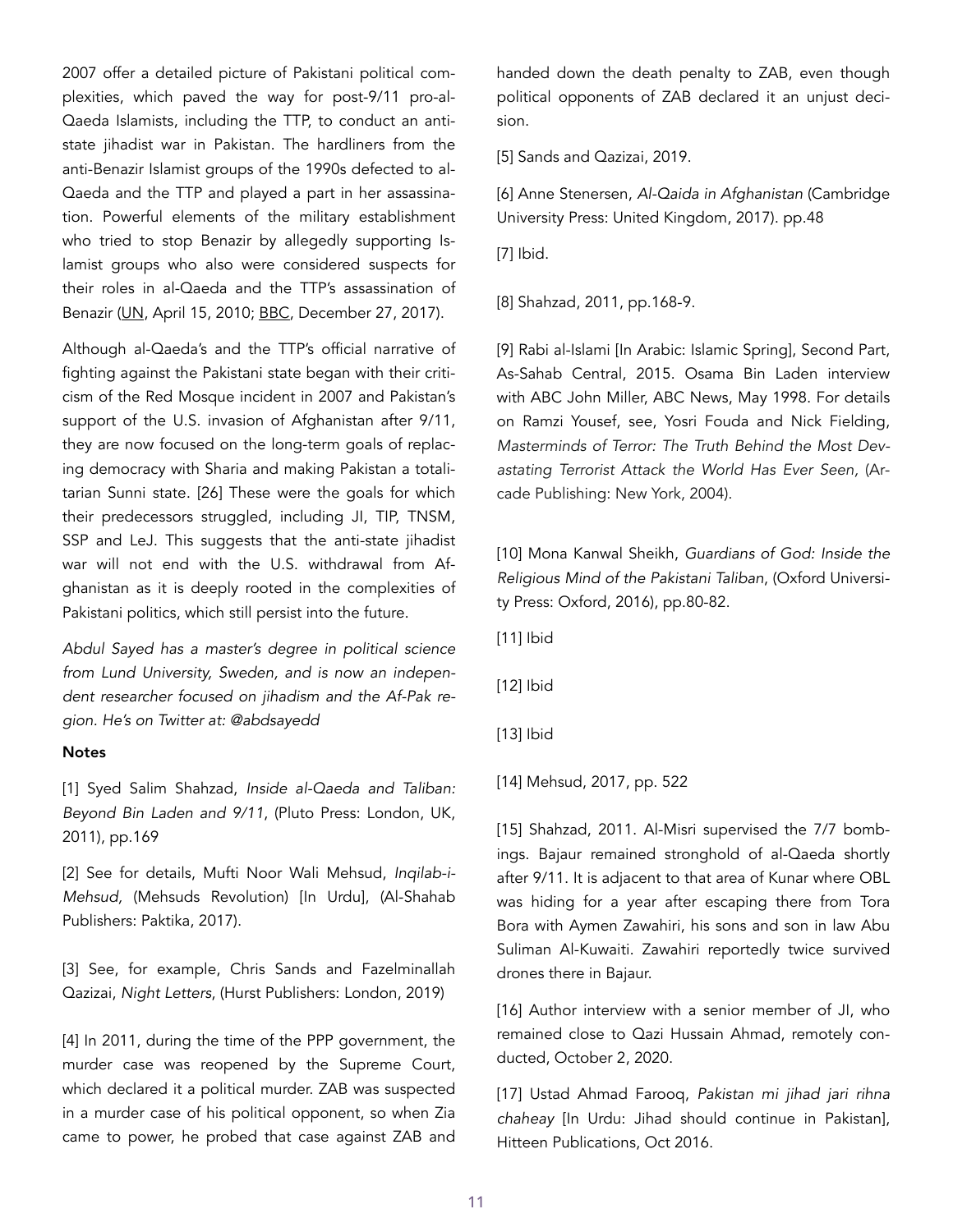2007 offer a detailed picture of Pakistani political complexities, which paved the way for post-9/11 pro-al-Qaeda Islamists, including the TTP, to conduct an anti-state jihadist war in Pakistan. The hardliners from the anti-Benazir Islamist groups of the 1990s defected to al-Qaeda and the TTP and played a part in her assassination. Powerful elements of the military establishment who tried to stop Benazir by allegedly supporting Islamist groups who also were considered suspects for their roles in al-Qaeda and the TTP's assassination of Benazir (UN, April 15, 2010; BBC, December 27, 2017).

Although al-Qaeda's and the TTP's official narrative of fighting against the Pakistani state began with their criticism of the Red Mosque incident in 2007 and Pakistan's support of the U.S. invasion of Afghanistan after 9/11, they are now focused on the long-term goals of replacing democracy with Sharia and making Pakistan a totalitarian Sunni state. [26] These were the goals for which their predecessors struggled, including JI, TIP, TNSM, SSP and LeJ. This suggests that the anti-state jihadist war will not end with the U.S. withdrawal from Afghanistan as it is deeply rooted in the complexities of Pakistani politics, which still persist into the future.

*Abdul Sayed has a master's degree in political science from Lund University, Sweden, and is now an independent researcher focused on jihadism and the Af-Pak region. He's on Twitter at: @abdsayedd*

**Notes**

[1] Syed Salim Shahzad, *Inside al-Qaeda and Taliban: Beyond Bin Laden and 9/11*, (Pluto Press: London, UK, 2011), pp.169

[2] See for details, Mufti Noor Wali Mehsud, *Inqilab-i-Mehsud,* (Mehsuds Revolution) [In Urdu], (Al-Shahab Publishers: Paktika, 2017).

[3] See, for example, Chris Sands and Fazelminallah Qazizai, *Night Letters*, (Hurst Publishers: London, 2019)

[4] In 2011, during the time of the PPP government, the murder case was reopened by the Supreme Court, which declared it a political murder. ZAB was suspected in a murder case of his political opponent, so when Zia came to power, he probed that case against ZAB and handed down the death penalty to ZAB, even though political opponents of ZAB declared it an unjust decision.

[5] Sands and Qazizai, 2019.

[6] Anne Stenersen, *Al-Qaida in Afghanistan* (Cambridge University Press: United Kingdom, 2017). pp.48

[7] Ibid.

[8] Shahzad, 2011, pp.168-9.

[9] Rabi al-Islami [In Arabic: Islamic Spring], Second Part, As-Sahab Central, 2015. Osama Bin Laden interview with ABC John Miller, ABC News, May 1998. For details on Ramzi Yousef, see, Yosri Fouda and Nick Fielding, *Masterminds of Terror: The Truth Behind the Most Devastating Terrorist Attack the World Has Ever Seen,* (Arcade Publishing: New York, 2004).

[10] Mona Kanwal Sheikh, *Guardians of God: Inside the Religious Mind of the Pakistani Taliban*, (Oxford University Press: Oxford, 2016), pp.80-82.

[11] Ibid

[12] Ibid

[13] Ibid

[14] Mehsud, 2017, pp. 522

[15] Shahzad, 2011. Al-Misri supervised the 7/7 bombings. Bajaur remained stronghold of al-Qaeda shortly after 9/11. It is adjacent to that area of Kunar where OBL was hiding for a year after escaping there from Tora Bora with Aymen Zawahiri, his sons and son in law Abu Suliman Al-Kuwaiti. Zawahiri reportedly twice survived drones there in Bajaur.

[16] Author interview with a senior member of JI, who remained close to Qazi Hussain Ahmad, remotely conducted, October 2, 2020.

[17] Ustad Ahmad Farooq, *Pakistan mi jihad jari rihna chaheay* [In Urdu: Jihad should continue in Pakistan], Hitteen Publications, Oct 2016.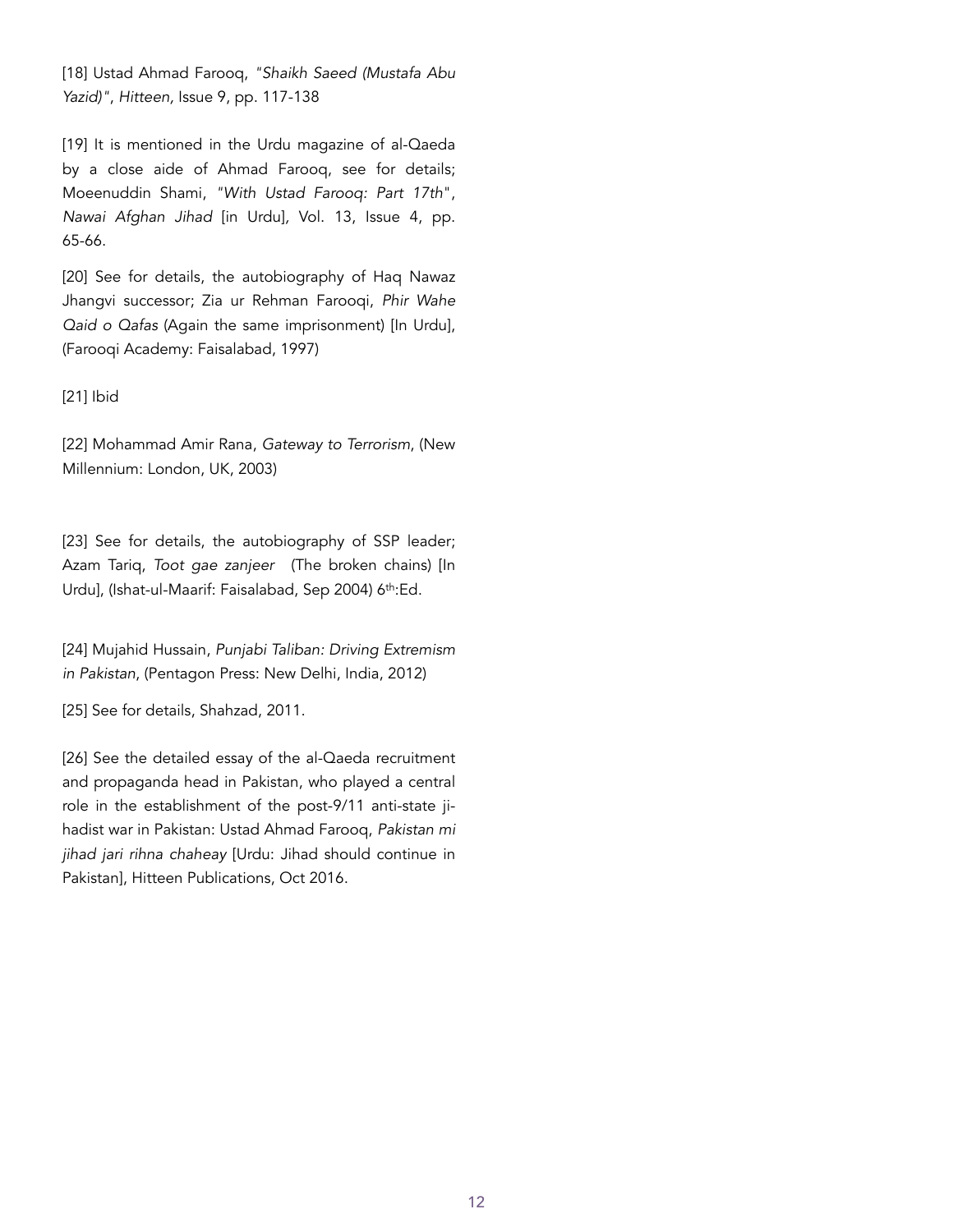[18] Ustad Ahmad Farooq, "*Shaikh Saeed (Mustafa Abu Yazid)*", *Hitteen*, Issue 9, pp. 117-138

[19] It is mentioned in the Urdu magazine of al-Qaeda by a close aide of Ahmad Farooq, see for details; Moeenuddin Shami, "*With Ustad Farooq: Part 17th*", *Nawai Afghan Jihad* [in Urdu], Vol. 13, Issue 4, pp. 65-66.

[20] See for details, the autobiography of Haq Nawaz Jhangvi successor; Zia ur Rehman Farooqi, *Phir Wahe Qaid o Qafas* (Again the same imprisonment) [In Urdu], (Farooqi Academy: Faisalabad, 1997)

[21] Ibid

[22] Mohammad Amir Rana, *Gateway to Terrorism*, (New Millennium: London, UK, 2003)

[23] See for details, the autobiography of SSP leader; Azam Tariq, *Toot gae zanjeer* (The broken chains) [In Urdu], (Ishat-ul-Maarif: Faisalabad, Sep 2004) 6th:Ed.

[24] Mujahid Hussain, *Punjabi Taliban: Driving Extremism in Pakistan*, (Pentagon Press: New Delhi, India, 2012)

[25] See for details, Shahzad, 2011.

[26] See the detailed essay of the al-Qaeda recruitment and propaganda head in Pakistan, who played a central role in the establishment of the post-9/11 anti-state jihadist war in Pakistan: Ustad Ahmad Farooq, *Pakistan mi jihad jari rihna chaheay* [Urdu: Jihad should continue in Pakistan], Hitteen Publications, Oct 2016.